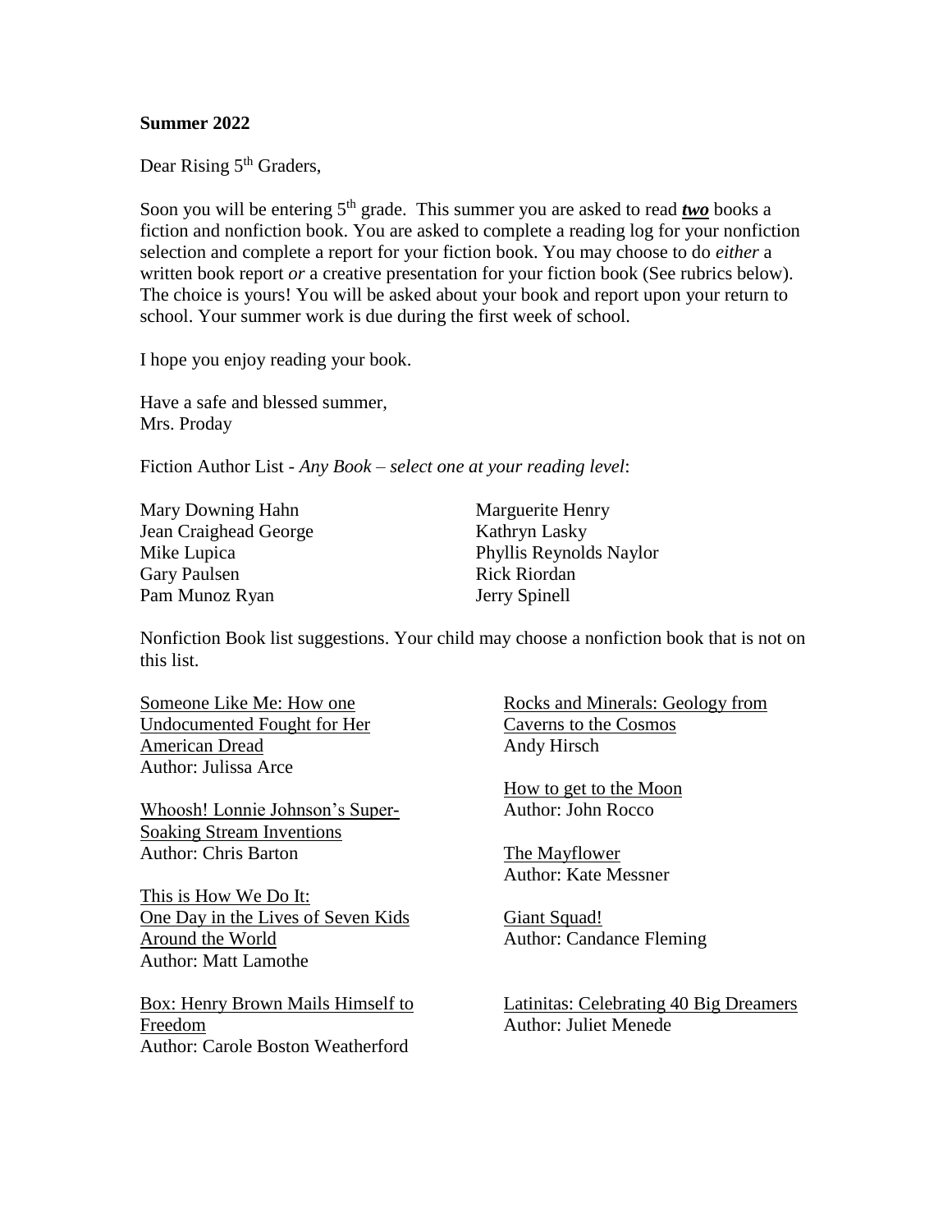**Summer 2022**

Dear Rising 5th Graders,

Soon you will be entering 5th grade. This summer you are asked to read ***two*** books a fiction and nonfiction book. You are asked to complete a reading log for your nonfiction selection and complete a report for your fiction book. You may choose to do *either* a written book report *or* a creative presentation for your fiction book (See rubrics below). The choice is yours! You will be asked about your book and report upon your return to school. Your summer work is due during the first week of school.

I hope you enjoy reading your book.

Have a safe and blessed summer,
Mrs. Proday

Fiction Author List - *Any Book – select one at your reading level*:

Mary Downing Hahn
Jean Craighead George
Mike Lupica
Gary Paulsen
Pam Munoz Ryan
Marguerite Henry
Kathryn Lasky
Phyllis Reynolds Naylor
Rick Riordan
Jerry Spinell

Nonfiction Book list suggestions. Your child may choose a nonfiction book that is not on this list.

Someone Like Me: How one Undocumented Fought for Her American Dread
Author: Julissa Arce

Whoosh! Lonnie Johnson's Super-Soaking Stream Inventions
Author: Chris Barton

This is How We Do It: One Day in the Lives of Seven Kids Around the World
Author: Matt Lamothe

Box: Henry Brown Mails Himself to Freedom
Author: Carole Boston Weatherford

Rocks and Minerals: Geology from Caverns to the Cosmos
Andy Hirsch

How to get to the Moon
Author: John Rocco

The Mayflower
Author: Kate Messner

Giant Squad!
Author: Candance Fleming

Latinitas: Celebrating 40 Big Dreamers
Author: Juliet Menede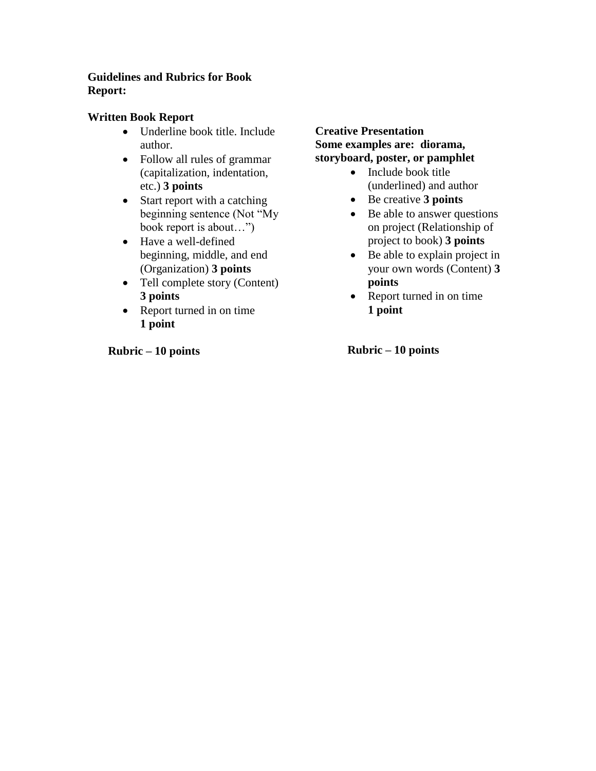**Guidelines and Rubrics for Book Report:**

**Written Book Report**

- Underline book title. Include author.
- Follow all rules of grammar (capitalization, indentation, etc.) **3 points**
- Start report with a catching beginning sentence (Not "My book report is about…")
- Have a well-defined beginning, middle, and end (Organization) **3 points**
- Tell complete story (Content) **3 points**
- Report turned in on time **1 point**

**Rubric – 10 points**

**Creative Presentation**
**Some examples are: diorama, storyboard, poster, or pamphlet**

- Include book title (underlined) and author
- Be creative **3 points**
- Be able to answer questions on project (Relationship of project to book) **3 points**
- Be able to explain project in your own words (Content) **3 points**
- Report turned in on time **1 point**

**Rubric – 10 points**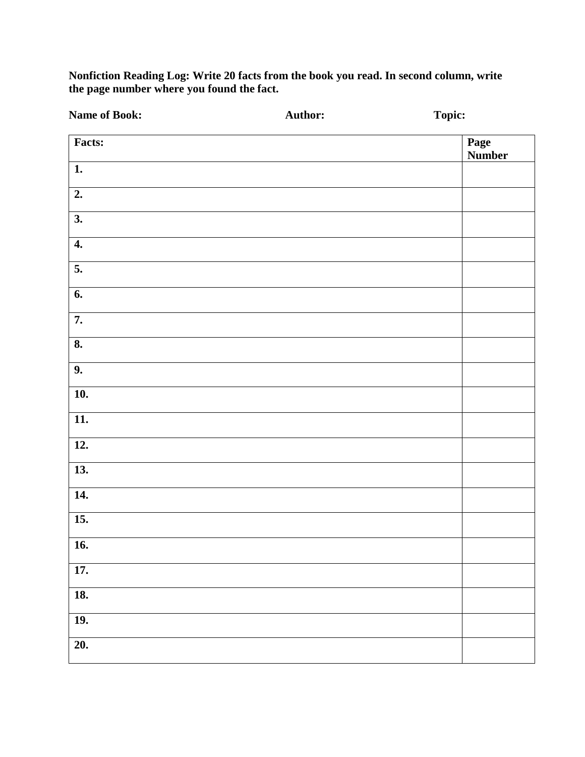**Nonfiction Reading Log: Write 20 facts from the book you read. In second column, write the page number where you found the fact.**

**Name of Book:** **Author:** **Topic:**

| **Facts:** | **Page Number** |
|---|---|
| **1.** | |
| **2.** | |
| **3.** | |
| **4.** | |
| **5.** | |
| **6.** | |
| **7.** | |
| **8.** | |
| **9.** | |
| **10.** | |
| **11.** | |
| **12.** | |
| **13.** | |
| **14.** | |
| **15.** | |
| **16.** | |
| **17.** | |
| **18.** | |
| **19.** | |
| **20.** | |